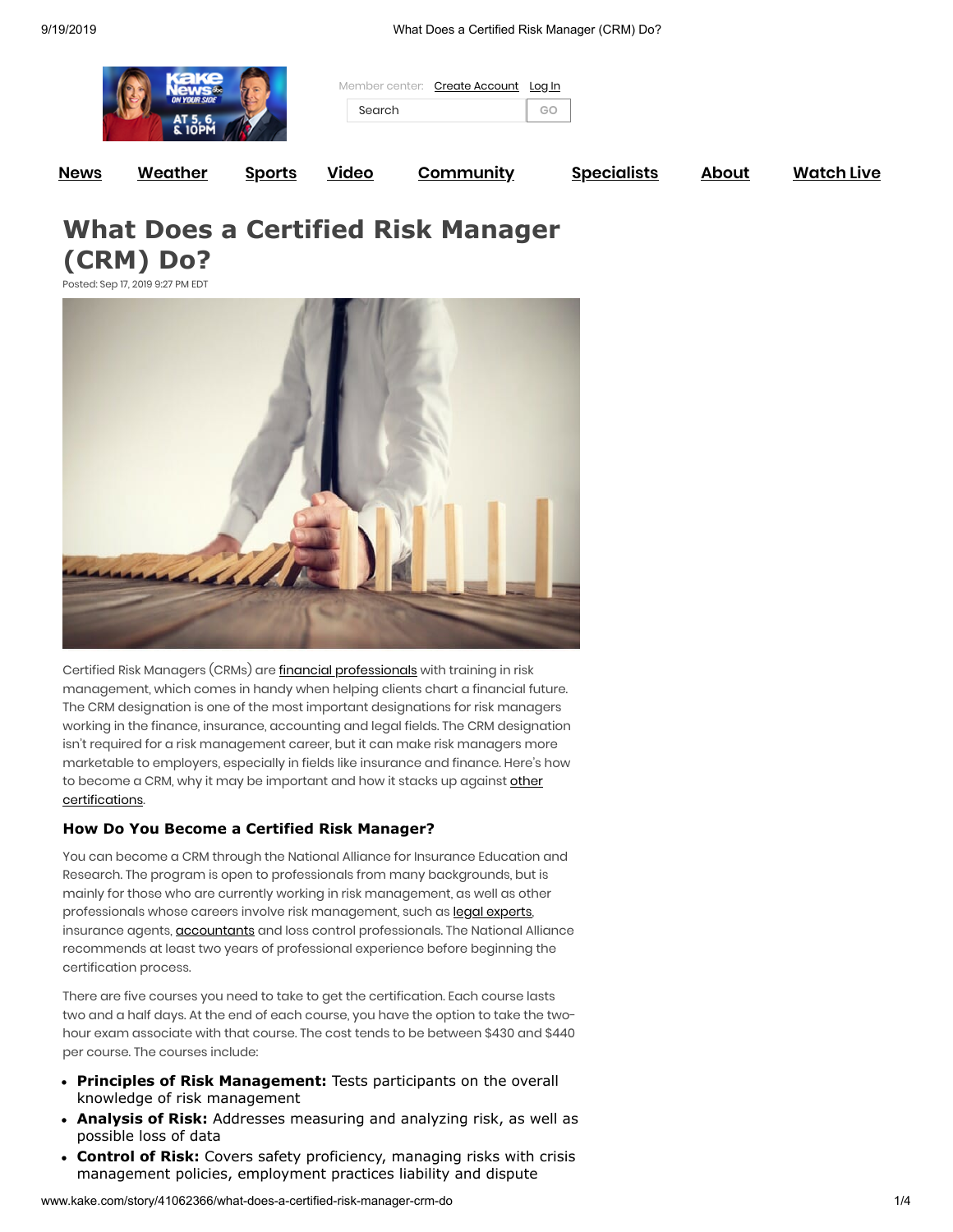# What Does a Certified Risk Manager (CRM) Do?

Posted: Sep 17, 2019 9:27 PM EDT

Certified Risk Managers (CRMs) are financial professionals with training in risk management, which comes in handy when helping clients chart a financial future. The CRM designation is one of the most important designations for risk managers working in the finance, insurance, accounting and legal fields. The CRM designation isn't required for a risk management career, but it can make risk managers more marketable to employers, especially in fields like insurance and finance. Here's how to become a CRM, why it may be important and how it stacks up against other certifications.

### How Do You Become a Certified Risk Manager?

You can become a CRM through the National Alliance for Insurance Education and Research. The program is open to professionals from many backgrounds, but is mainly for those who are currently working in risk management, as well as other professionals whose careers involve risk management, such as legal experts, insurance agents, accountants and loss control professionals. The National Alliance recommends at least two years of professional experience before beginning the certification process.

There are five courses you need to take to get the certification. Each course lasts two and a half days. At the end of each course, you have the option to take the two-hour exam associate with that course. The cost tends to be between $430 and $440 per course. The courses include:

- **Principles of Risk Management:** Tests participants on the overall knowledge of risk management
- **Analysis of Risk:** Addresses measuring and analyzing risk, as well as possible loss of data
- **Control of Risk:** Covers safety proficiency, managing risks with crisis management policies, employment practices liability and dispute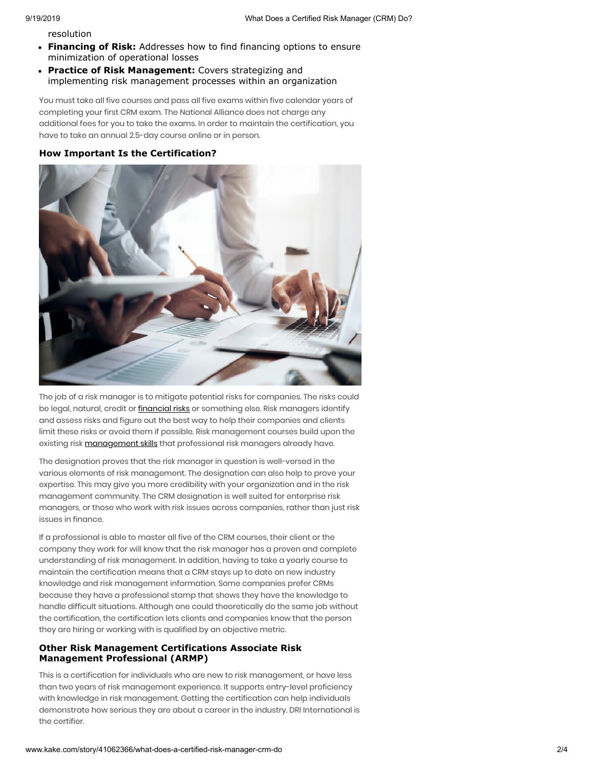resolution

- **Financing of Risk:** Addresses how to find financing options to ensure minimization of operational losses
- **Practice of Risk Management:** Covers strategizing and implementing risk management processes within an organization

You must take all five courses and pass all five exams within five calendar years of completing your first CRM exam. The National Alliance does not charge any additional fees for you to take the exams. In order to maintain the certification, you have to take an annual 2.5-day course online or in person.

### How Important Is the Certification?

The job of a risk manager is to mitigate potential risks for companies. The risks could be legal, natural, credit or financial risks or something else. Risk managers identify and assess risks and figure out the best way to help their companies and clients limit these risks or avoid them if possible. Risk management courses build upon the existing risk management skills that professional risk managers already have.

The designation proves that the risk manager in question is well-versed in the various elements of risk management. The designation can also help to prove your expertise. This may give you more credibility with your organization and in the risk management community. The CRM designation is well suited for enterprise risk managers, or those who work with risk issues across companies, rather than just risk issues in finance.

If a professional is able to master all five of the CRM courses, their client or the company they work for will know that the risk manager has a proven and complete understanding of risk management. In addition, having to take a yearly course to maintain the certification means that a CRM stays up to date on new industry knowledge and risk management information. Some companies prefer CRMs because they have a professional stamp that shows they have the knowledge to handle difficult situations. Although one could theoretically do the same job without the certification, the certification lets clients and companies know that the person they are hiring or working with is qualified by an objective metric.

### Other Risk Management Certifications Associate Risk Management Professional (ARMP)

This is a certification for individuals who are new to risk management, or have less than two years of risk management experience. It supports entry-level proficiency with knowledge in risk management. Getting the certification can help individuals demonstrate how serious they are about a career in the industry. DRI International is the certifier.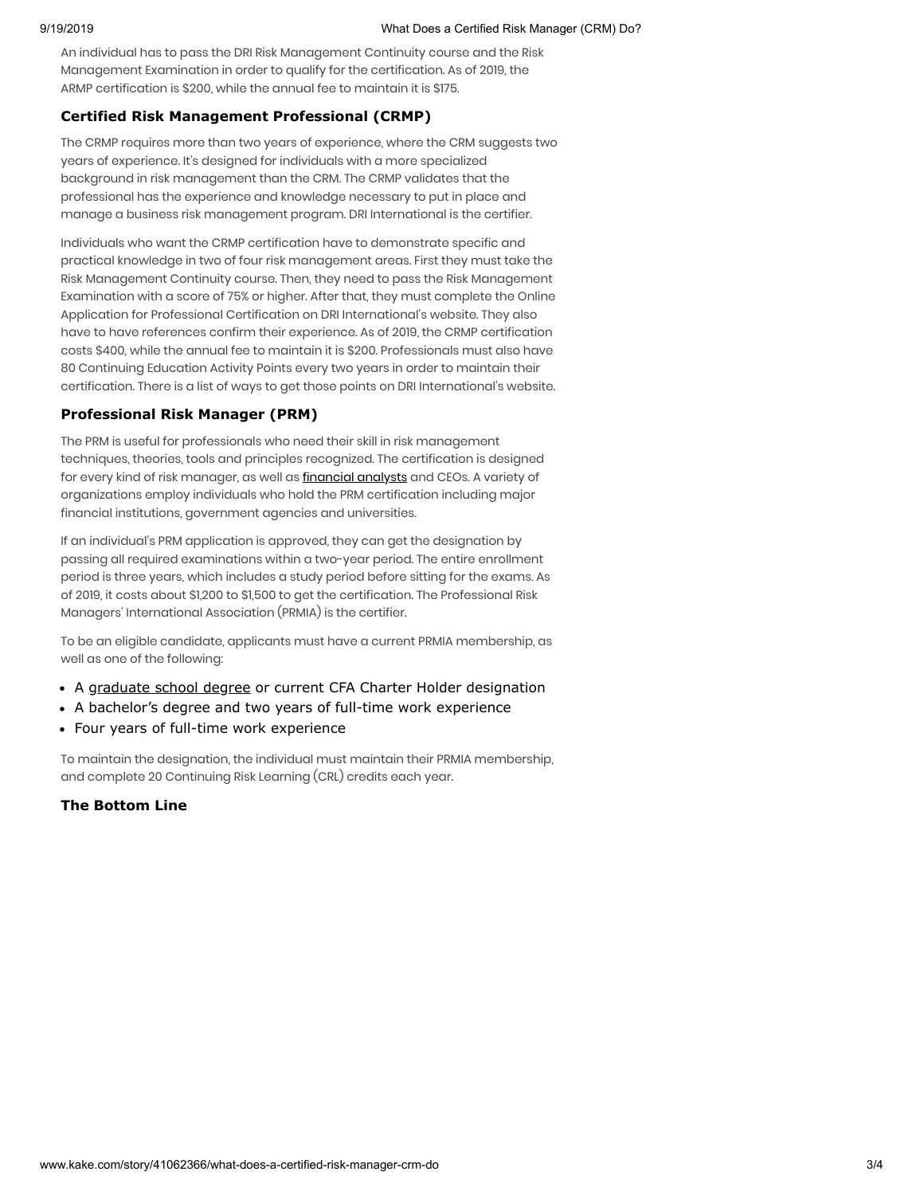An individual has to pass the DRI Risk Management Continuity course and the Risk Management Examination in order to qualify for the certification. As of 2019, the ARMP certification is $200, while the annual fee to maintain it is $175.

### Certified Risk Management Professional (CRMP)

The CRMP requires more than two years of experience, where the CRM suggests two years of experience. It's designed for individuals with a more specialized background in risk management than the CRM. The CRMP validates that the professional has the experience and knowledge necessary to put in place and manage a business risk management program. DRI International is the certifier.

Individuals who want the CRMP certification have to demonstrate specific and practical knowledge in two of four risk management areas. First they must take the Risk Management Continuity course. Then, they need to pass the Risk Management Examination with a score of 75% or higher. After that, they must complete the Online Application for Professional Certification on DRI International's website. They also have to have references confirm their experience. As of 2019, the CRMP certification costs $400, while the annual fee to maintain it is $200. Professionals must also have 80 Continuing Education Activity Points every two years in order to maintain their certification. There is a list of ways to get those points on DRI International's website.

### Professional Risk Manager (PRM)

The PRM is useful for professionals who need their skill in risk management techniques, theories, tools and principles recognized. The certification is designed for every kind of risk manager, as well as financial analysts and CEOs. A variety of organizations employ individuals who hold the PRM certification including major financial institutions, government agencies and universities.

If an individual's PRM application is approved, they can get the designation by passing all required examinations within a two-year period. The entire enrollment period is three years, which includes a study period before sitting for the exams. As of 2019, it costs about $1,200 to $1,500 to get the certification. The Professional Risk Managers' International Association (PRMIA) is the certifier.

To be an eligible candidate, applicants must have a current PRMIA membership, as well as one of the following:

- A graduate school degree or current CFA Charter Holder designation
- A bachelor's degree and two years of full-time work experience
- Four years of full-time work experience

To maintain the designation, the individual must maintain their PRMIA membership, and complete 20 Continuing Risk Learning (CRL) credits each year.

### The Bottom Line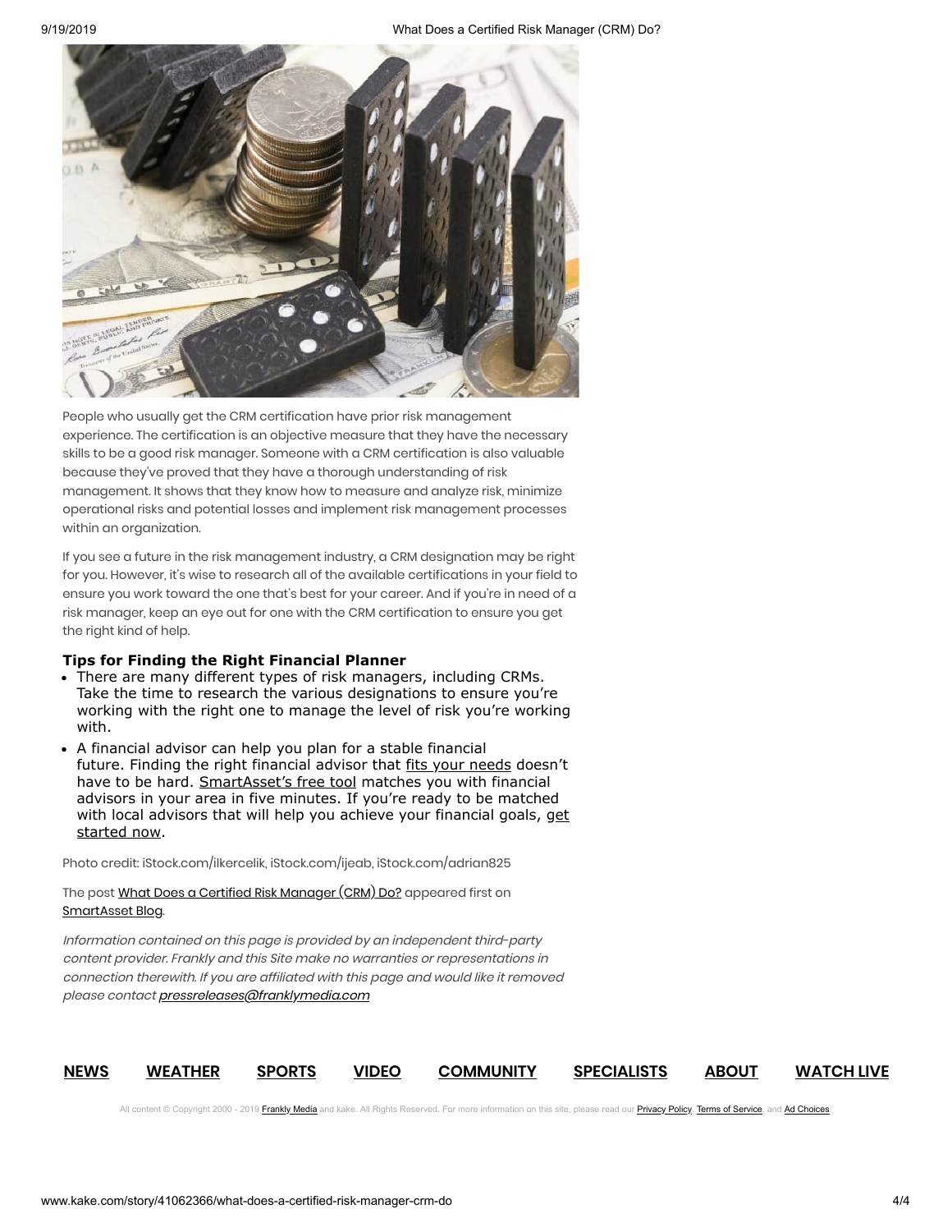People who usually get the CRM certification have prior risk management experience. The certification is an objective measure that they have the necessary skills to be a good risk manager. Someone with a CRM certification is also valuable because they've proved that they have a thorough understanding of risk management. It shows that they know how to measure and analyze risk, minimize operational risks and potential losses and implement risk management processes within an organization.

If you see a future in the risk management industry, a CRM designation may be right for you. However, it's wise to research all of the available certifications in your field to ensure you work toward the one that's best for your career. And if you're in need of a risk manager, keep an eye out for one with the CRM certification to ensure you get the right kind of help.

**Tips for Finding the Right Financial Planner**

- There are many different types of risk managers, including CRMs. Take the time to research the various designations to ensure you're working with the right one to manage the level of risk you're working with.
- A financial advisor can help you plan for a stable financial future. Finding the right financial advisor that fits your needs doesn't have to be hard. SmartAsset's free tool matches you with financial advisors in your area in five minutes. If you're ready to be matched with local advisors that will help you achieve your financial goals, get started now.

Photo credit: iStock.com/ilkercelik, iStock.com/ijeab, iStock.com/adrian825

The post What Does a Certified Risk Manager (CRM) Do? appeared first on SmartAsset Blog.

*Information contained on this page is provided by an independent third-party content provider. Frankly and this Site make no warranties or representations in connection therewith. If you are affiliated with this page and would like it removed please contact pressreleases@franklymedia.com*

NEWS WEATHER SPORTS VIDEO COMMUNITY SPECIALISTS ABOUT WATCH LIVE

All content © Copyright 2000 - 2019 Frankly Media and kake. All Rights Reserved. For more information on this site, please read our Privacy Policy, Terms of Service, and Ad Choices